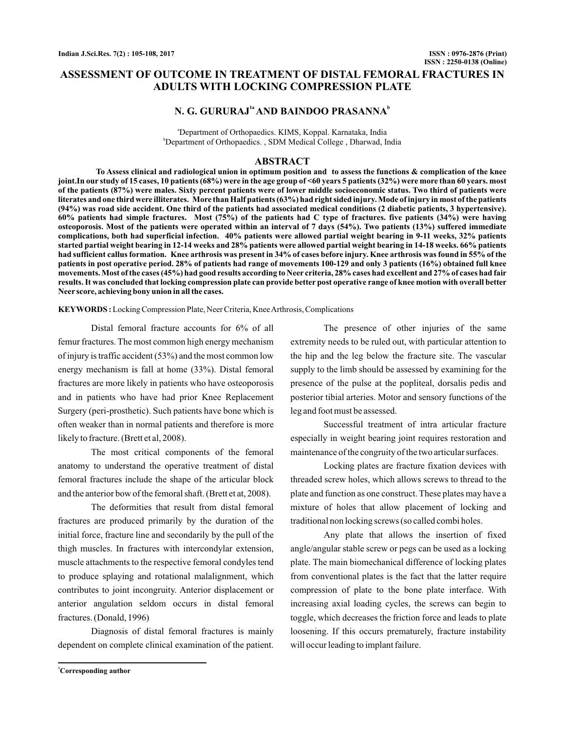# ASSESSMENT OF OUTCOME IN TREATMENT OF DISTAL FEMORAL FRACTURES IN ADULTS WITH LOCKING COMPRESSION PLATE

## N. G. GURURAJ[1a] AND BAINDOO PRASANNA[b]

[a]Department of Orthopaedics. KIMS, Koppal. Karnataka, India
[b]Department of Orthopaedics. , SDM Medical College , Dharwad, India

## ABSTRACT

**To Assess clinical and radiological union in optimum position and to assess the functions & complication of the knee joint.In our study of 15 cases, 10 patients (68%) were in the age group of <60 years 5 patients (32%) were more than 60 years. most of the patients (87%) were males. Sixty percent patients were of lower middle socioeconomic status. Two third of patients were literates and one third were illiterates. More than Half patients (63%) had right sided injury. Mode of injury in most of the patients (94%) was road side accident. One third of the patients had associated medical conditions (2 diabetic patients, 3 hypertensive). 60% patients had simple fractures. Most (75%) of the patients had C type of fractures. five patients (34%) were having osteoporosis. Most of the patients were operated within an interval of 7 days (54%). Two patients (13%) suffered immediate complications, both had superficial infection. 40% patients were allowed partial weight bearing in 9-11 weeks, 32% patients started partial weight bearing in 12-14 weeks and 28% patients were allowed partial weight bearing in 14-18 weeks. 66% patients had sufficient callus formation. Knee arthrosis was present in 34% of cases before injury. Knee arthrosis was found in 55% of the patients in post operative period. 28% of patients had range of movements 100-129 and only 3 patients (16%) obtained full knee movements. Most of the cases (45%) had good results according to Neer criteria, 28% cases had excellent and 27% of cases had fair results. It was concluded that locking compression plate can provide better post operative range of knee motion with overall better Neer score, achieving bony union in all the cases.**

**KEYWORDS :** Locking Compression Plate, Neer Criteria, Knee Arthrosis, Complications

Distal femoral fracture accounts for 6% of all femur fractures. The most common high energy mechanism of injury is traffic accident (53%) and the most common low energy mechanism is fall at home (33%). Distal femoral fractures are more likely in patients who have osteoporosis and in patients who have had prior Knee Replacement Surgery (peri-prosthetic). Such patients have bone which is often weaker than in normal patients and therefore is more likely to fracture. (Brett et al, 2008).

The most critical components of the femoral anatomy to understand the operative treatment of distal femoral fractures include the shape of the articular block and the anterior bow of the femoral shaft. (Brett et at, 2008).

The deformities that result from distal femoral fractures are produced primarily by the duration of the initial force, fracture line and secondarily by the pull of the thigh muscles. In fractures with intercondylar extension, muscle attachments to the respective femoral condyles tend to produce splaying and rotational malalignment, which contributes to joint incongruity. Anterior displacement or anterior angulation seldom occurs in distal femoral fractures. (Donald, 1996)

Diagnosis of distal femoral fractures is mainly dependent on complete clinical examination of the patient.

The presence of other injuries of the same extremity needs to be ruled out, with particular attention to the hip and the leg below the fracture site. The vascular supply to the limb should be assessed by examining for the presence of the pulse at the popliteal, dorsalis pedis and posterior tibial arteries. Motor and sensory functions of the leg and foot must be assessed.

Successful treatment of intra articular fracture especially in weight bearing joint requires restoration and maintenance of the congruity of the two articular surfaces.

Locking plates are fracture fixation devices with threaded screw holes, which allows screws to thread to the plate and function as one construct. These plates may have a mixture of holes that allow placement of locking and traditional non locking screws (so called combi holes.

Any plate that allows the insertion of fixed angle/angular stable screw or pegs can be used as a locking plate. The main biomechanical difference of locking plates from conventional plates is the fact that the latter require compression of plate to the bone plate interface. With increasing axial loading cycles, the screws can begin to toggle, which decreases the friction force and leads to plate loosening. If this occurs prematurely, fracture instability will occur leading to implant failure.

[1]Corresponding author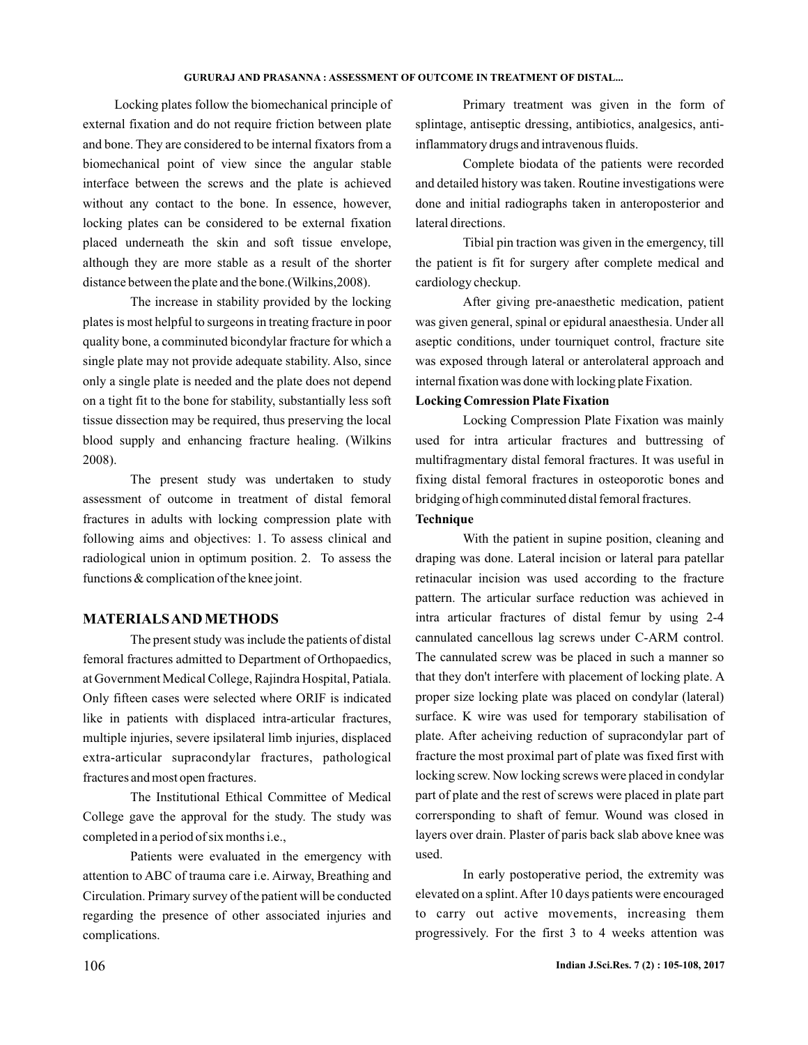Locking plates follow the biomechanical principle of external fixation and do not require friction between plate and bone. They are considered to be internal fixators from a biomechanical point of view since the angular stable interface between the screws and the plate is achieved without any contact to the bone. In essence, however, locking plates can be considered to be external fixation placed underneath the skin and soft tissue envelope, although they are more stable as a result of the shorter distance between the plate and the bone.(Wilkins,2008).

The increase in stability provided by the locking plates is most helpful to surgeons in treating fracture in poor quality bone, a comminuted bicondylar fracture for which a single plate may not provide adequate stability. Also, since only a single plate is needed and the plate does not depend on a tight fit to the bone for stability, substantially less soft tissue dissection may be required, thus preserving the local blood supply and enhancing fracture healing. (Wilkins 2008).

The present study was undertaken to study assessment of outcome in treatment of distal femoral fractures in adults with locking compression plate with following aims and objectives: 1. To assess clinical and radiological union in optimum position. 2. To assess the functions & complication of the knee joint.

## MATERIALS AND METHODS

The present study was include the patients of distal femoral fractures admitted to Department of Orthopaedics, at Government Medical College, Rajindra Hospital, Patiala. Only fifteen cases were selected where ORIF is indicated like in patients with displaced intra-articular fractures, multiple injuries, severe ipsilateral limb injuries, displaced extra-articular supracondylar fractures, pathological fractures and most open fractures.

The Institutional Ethical Committee of Medical College gave the approval for the study. The study was completed in a period of six months i.e.,

Patients were evaluated in the emergency with attention to ABC of trauma care i.e. Airway, Breathing and Circulation. Primary survey of the patient will be conducted regarding the presence of other associated injuries and complications.

Primary treatment was given in the form of splintage, antiseptic dressing, antibiotics, analgesics, anti-inflammatory drugs and intravenous fluids.

Complete biodata of the patients were recorded and detailed history was taken. Routine investigations were done and initial radiographs taken in anteroposterior and lateral directions.

Tibial pin traction was given in the emergency, till the patient is fit for surgery after complete medical and cardiology checkup.

After giving pre-anaesthetic medication, patient was given general, spinal or epidural anaesthesia. Under all aseptic conditions, under tourniquet control, fracture site was exposed through lateral or anterolateral approach and internal fixation was done with locking plate Fixation.

### Locking Comression Plate Fixation

Locking Compression Plate Fixation was mainly used for intra articular fractures and buttressing of multifragmentary distal femoral fractures. It was useful in fixing distal femoral fractures in osteoporotic bones and bridging of high comminuted distal femoral fractures.

### Technique

With the patient in supine position, cleaning and draping was done. Lateral incision or lateral para patellar retinacular incision was used according to the fracture pattern. The articular surface reduction was achieved in intra articular fractures of distal femur by using 2-4 cannulated cancellous lag screws under C-ARM control. The cannulated screw was be placed in such a manner so that they don't interfere with placement of locking plate. A proper size locking plate was placed on condylar (lateral) surface. K wire was used for temporary stabilisation of plate. After acheiving reduction of supracondylar part of fracture the most proximal part of plate was fixed first with locking screw. Now locking screws were placed in condylar part of plate and the rest of screws were placed in plate part corrersponding to shaft of femur. Wound was closed in layers over drain. Plaster of paris back slab above knee was used.

In early postoperative period, the extremity was elevated on a splint. After 10 days patients were encouraged to carry out active movements, increasing them progressively. For the first 3 to 4 weeks attention was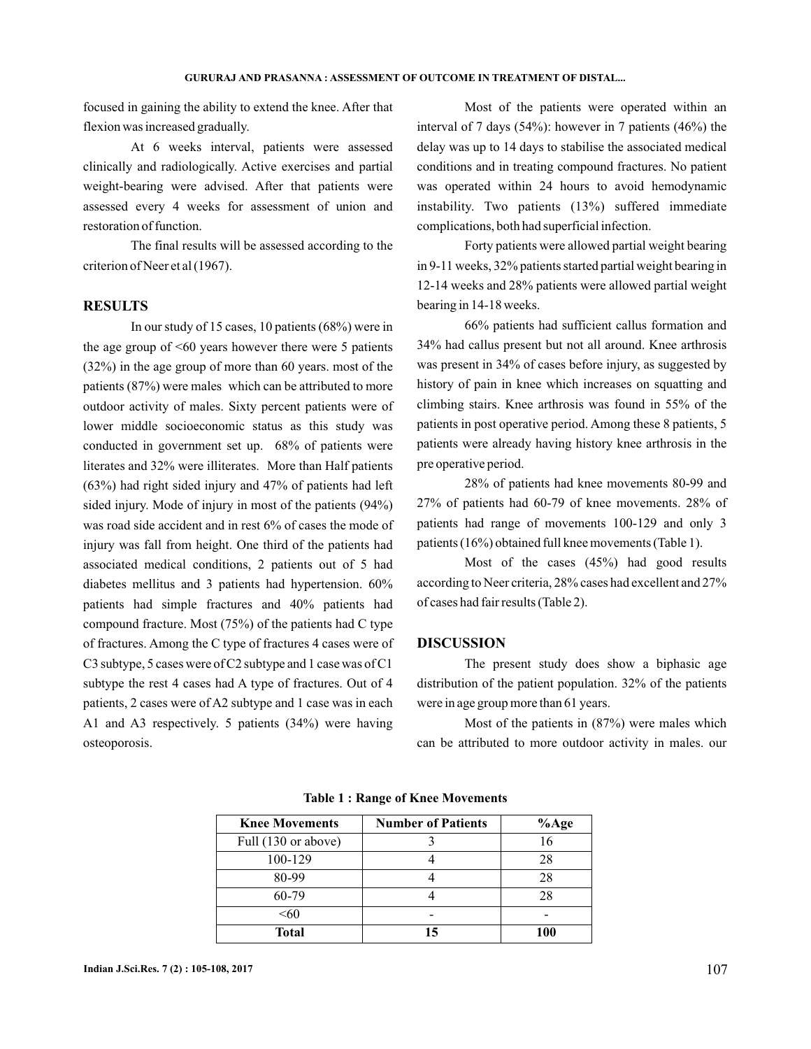focused in gaining the ability to extend the knee. After that flexion was increased gradually.

At 6 weeks interval, patients were assessed clinically and radiologically. Active exercises and partial weight-bearing were advised. After that patients were assessed every 4 weeks for assessment of union and restoration of function.

The final results will be assessed according to the criterion of Neer et al (1967).

## RESULTS

In our study of 15 cases, 10 patients (68%) were in the age group of <60 years however there were 5 patients (32%) in the age group of more than 60 years. most of the patients (87%) were males which can be attributed to more outdoor activity of males. Sixty percent patients were of lower middle socioeconomic status as this study was conducted in government set up. 68% of patients were literates and 32% were illiterates. More than Half patients (63%) had right sided injury and 47% of patients had left sided injury. Mode of injury in most of the patients (94%) was road side accident and in rest 6% of cases the mode of injury was fall from height. One third of the patients had associated medical conditions, 2 patients out of 5 had diabetes mellitus and 3 patients had hypertension. 60% patients had simple fractures and 40% patients had compound fracture. Most (75%) of the patients had C type of fractures. Among the C type of fractures 4 cases were of C3 subtype, 5 cases were of C2 subtype and 1 case was of C1 subtype the rest 4 cases had A type of fractures. Out of 4 patients, 2 cases were of A2 subtype and 1 case was in each A1 and A3 respectively. 5 patients (34%) were having osteoporosis.

Most of the patients were operated within an interval of 7 days (54%): however in 7 patients (46%) the delay was up to 14 days to stabilise the associated medical conditions and in treating compound fractures. No patient was operated within 24 hours to avoid hemodynamic instability. Two patients (13%) suffered immediate complications, both had superficial infection.

Forty patients were allowed partial weight bearing in 9-11 weeks, 32% patients started partial weight bearing in 12-14 weeks and 28% patients were allowed partial weight bearing in 14-18 weeks.

66% patients had sufficient callus formation and 34% had callus present but not all around. Knee arthrosis was present in 34% of cases before injury, as suggested by history of pain in knee which increases on squatting and climbing stairs. Knee arthrosis was found in 55% of the patients in post operative period. Among these 8 patients, 5 patients were already having history knee arthrosis in the pre operative period.

28% of patients had knee movements 80-99 and 27% of patients had 60-79 of knee movements. 28% of patients had range of movements 100-129 and only 3 patients (16%) obtained full knee movements (Table 1).

Most of the cases (45%) had good results according to Neer criteria, 28% cases had excellent and 27% of cases had fair results (Table 2).

## DISCUSSION

The present study does show a biphasic age distribution of the patient population. 32% of the patients were in age group more than 61 years.

Most of the patients in (87%) were males which can be attributed to more outdoor activity in males. our

**Table 1 : Range of Knee Movements**

| Knee Movements | Number of Patients | %Age |
|---|---|---|
| Full (130 or above) | 3 | 16 |
| 100-129 | 4 | 28 |
| 80-99 | 4 | 28 |
| 60-79 | 4 | 28 |
| <60 | - | - |
| **Total** | **15** | **100** |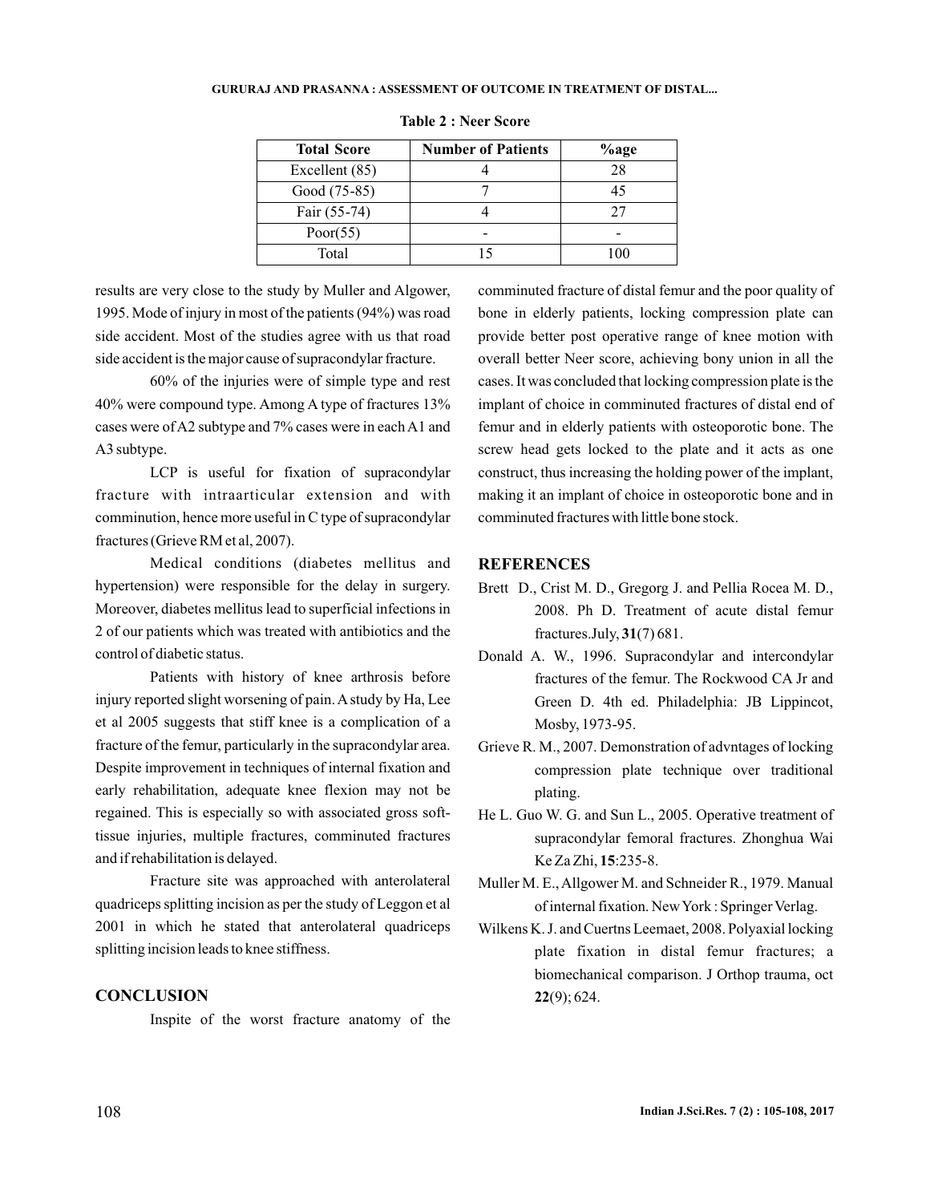**Table 2 : Neer Score**

| Total Score | Number of Patients | %age |
|---|---|---|
| Excellent (85) | 4 | 28 |
| Good (75-85) | 7 | 45 |
| Fair (55-74) | 4 | 27 |
| Poor(55) | - | - |
| Total | 15 | 100 |

results are very close to the study by Muller and Algower, 1995. Mode of injury in most of the patients (94%) was road side accident. Most of the studies agree with us that road side accident is the major cause of supracondylar fracture.

60% of the injuries were of simple type and rest 40% were compound type. Among A type of fractures 13% cases were of A2 subtype and 7% cases were in each A1 and A3 subtype.

LCP is useful for fixation of supracondylar fracture with intraarticular extension and with comminution, hence more useful in C type of supracondylar fractures (Grieve RM et al, 2007).

Medical conditions (diabetes mellitus and hypertension) were responsible for the delay in surgery. Moreover, diabetes mellitus lead to superficial infections in 2 of our patients which was treated with antibiotics and the control of diabetic status.

Patients with history of knee arthrosis before injury reported slight worsening of pain. A study by Ha, Lee et al 2005 suggests that stiff knee is a complication of a fracture of the femur, particularly in the supracondylar area. Despite improvement in techniques of internal fixation and early rehabilitation, adequate knee flexion may not be regained. This is especially so with associated gross soft-tissue injuries, multiple fractures, comminuted fractures and if rehabilitation is delayed.

Fracture site was approached with anterolateral quadriceps splitting incision as per the study of Leggon et al 2001 in which he stated that anterolateral quadriceps splitting incision leads to knee stiffness.

## CONCLUSION

Inspite of the worst fracture anatomy of the comminuted fracture of distal femur and the poor quality of bone in elderly patients, locking compression plate can provide better post operative range of knee motion with overall better Neer score, achieving bony union in all the cases. It was concluded that locking compression plate is the implant of choice in comminuted fractures of distal end of femur and in elderly patients with osteoporotic bone. The screw head gets locked to the plate and it acts as one construct, thus increasing the holding power of the implant, making it an implant of choice in osteoporotic bone and in comminuted fractures with little bone stock.

## REFERENCES

Brett D., Crist M. D., Gregorg J. and Pellia Rocea M. D., 2008. Ph D. Treatment of acute distal femur fractures.July, **31**(7) 681.

Donald A. W., 1996. Supracondylar and intercondylar fractures of the femur. The Rockwood CA Jr and Green D. 4th ed. Philadelphia: JB Lippincot, Mosby, 1973-95.

Grieve R. M., 2007. Demonstration of advntages of locking compression plate technique over traditional plating.

He L. Guo W. G. and Sun L., 2005. Operative treatment of supracondylar femoral fractures. Zhonghua Wai Ke Za Zhi, **15**:235-8.

Muller M. E., Allgower M. and Schneider R., 1979. Manual of internal fixation. New York : Springer Verlag.

Wilkens K. J. and Cuertns Leemaet, 2008. Polyaxial locking plate fixation in distal femur fractures; a biomechanical comparison. J Orthop trauma, oct **22**(9); 624.